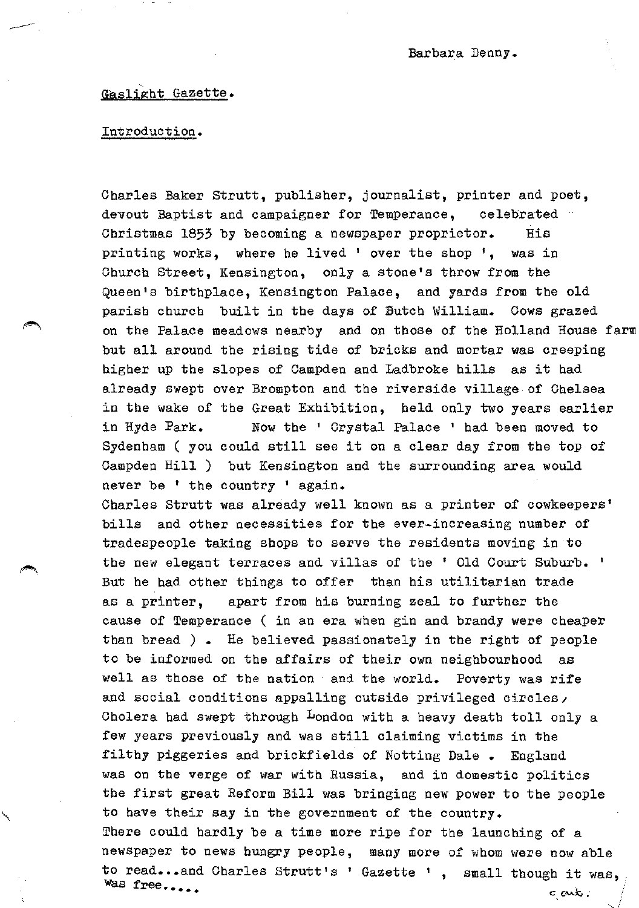Barbara Denny.

Gaslight Gazette.

Introduction.

Charles Baker Strutt, publisher, journalist, printer and poet, devout Baptist and campaigner for Temperance, celebrated Christmas 1853 by becoming a newspaper proprietor. His printing works, where he lived ' over the shop ', was in Church Street, Kensington, only a stone's throw from the Queen's birthplace, Kensington Palace, and yards from the old parish church built in the days of Dutch William. Cows grazed on the Palace meadows nearby and on those of the Holland House farm but all around the rising tide of bricks and mortar was creeping higher up the slopes of Campden and Ladbroke hills as it had already swept over Brompton and the riverside village of Chelsea in the wake of the Great Exhibition, held only two years earlier in Hyde Park. Now the ' Crystal Palace ' had been moved to Sydenham ( you could still see it on a clear day from the top of Campden Hill ) but Kensington and the surrounding area would never be ' the country ' again.

Charles Strutt was already well known as a printer of cowkeepers' bills and other necessities for the ever-increasing number of tradespeople taking shops to serve the residents moving in to the new elegant terraces and villas of the ' Old Court Suburb. ' But he had other things to offer than his utilitarian trade as a printer, apart from his burning zeal to further the cause of Temperance ( in an era when gin and brandy were cheaper than bread ) . He believed passionately in the right of people to be informed on the affairs of their own neighbourhood as well as those of the nation and the world. Poverty was rife and social conditions appalling outside privileged circles, Cholera had swept through London with a heavy death toll only a few years previously and was still claiming victims in the filthy piggeries and brickfields of Notting Dale . England was on the verge of war with Russia, and in domestic politics the first great Reform Bill was bringing new power to the people to have their say in the government of the country.

There could hardly be a time more ripe for the launching of a newspaper to news hungry people, many more of whom were now able to read...and Charles Strutt's ' Gazette ' , small though it was, was free....

cont.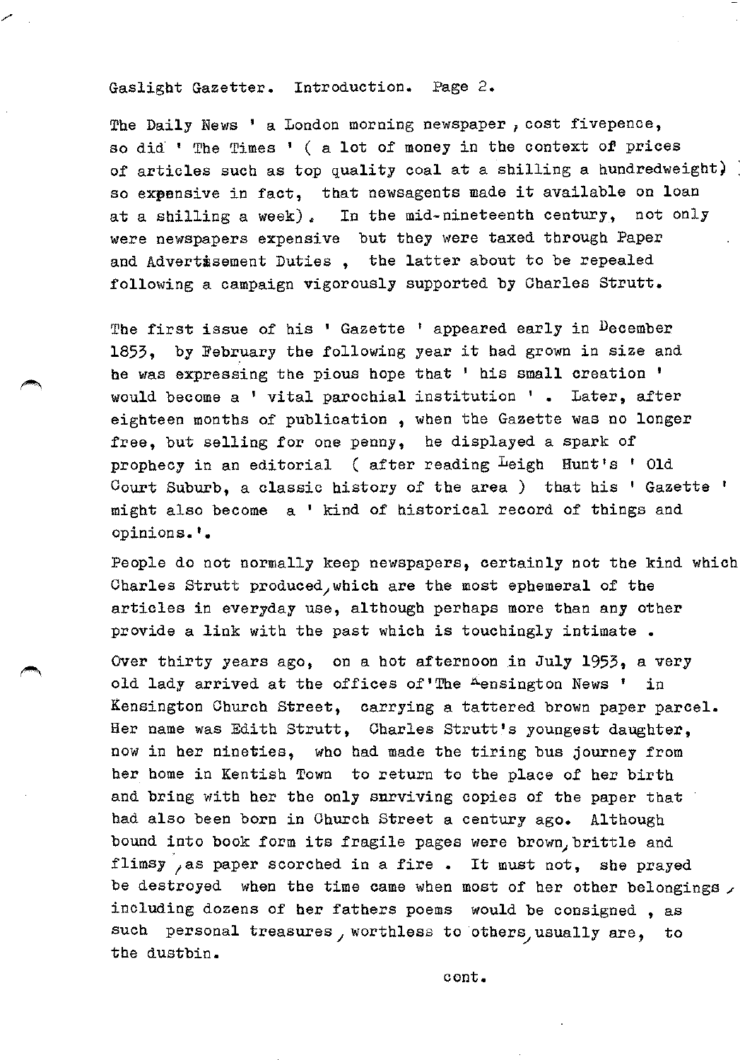Gaslight Gazetter. Introduction. Page 2.

The Daily News ' a London morning newspaper , cost fivepence, so did ' The Times ' ( a lot of money in the context of prices of articles such as top quality coal at a shilling a hundredweight) so expensive in fact, that newsagents made it available on loan at a shilling a week). In the mid-nineteenth century, not only were newspapers expensive but they were taxed through Paper and Advertisement Duties , the latter about to be repealed following a campaign vigorously supported by Charles Strutt.

The first issue of his ' Gazette ' appeared early in December 1853, by February the following year it had grown in size and he was expressing the pious hope that ' his small creation ' would become a ' vital parochial institution ' . Later, after eighteen months of publication , when the Gazette was no longer free, but selling for one penny, he displayed a spark of prophecy in an editorial ( after reading Leigh Hunt's ' Old Court Suburb, a classic history of the area ) that his ' Gazette ' might also become a ' kind of historical record of things and opinions.'.

People do not normally keep newspapers, certainly not the kind which Charles Strutt produced, which are the most ephemeral of the articles in everyday use, although perhaps more than any other provide a link with the past which is touchingly intimate .

Over thirty years ago, on a hot afternoon in July 1953, a very old lady arrived at the offices of 'The Kensington News ' in Kensington Church Street, carrying a tattered brown paper parcel. Her name was Edith Strutt, Charles Strutt's youngest daughter, now in her nineties, who had made the tiring bus journey from her home in Kentish Town to return to the place of her birth and bring with her the only surviving copies of the paper that had also been born in Church Street a century ago. Although bound into book form its fragile pages were brown, brittle and flimsy , as paper scorched in a fire . It must not, she prayed be destroyed when the time came when most of her other belongings , including dozens of her fathers poems would be consigned , as such personal treasures , worthless to others, usually are, to the dustbin.

cont.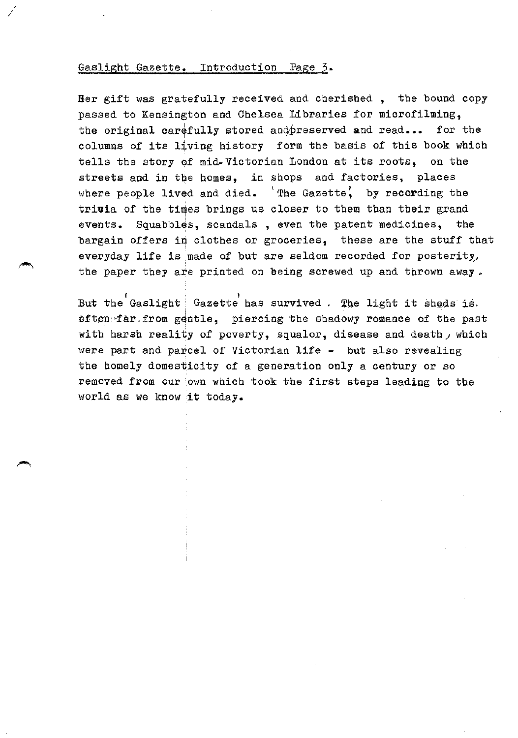Her gift was gratefully received and cherished , the bound copy passed to Kensington and Chelsea Libraries for microfilming, the original carefully stored and preserved and read... for the columns of its living history form the basis of this book which tells the story of mid-Victorian London at its roots, on the streets and in the homes, in shops and factories, places where people lived and died. 'The Gazette', by recording the trivia of the times brings us closer to them than their grand events. Squabbles, scandals , even the patent medicines, the bargain offers in clothes or groceries, these are the stuff that everyday life is made of but are seldom recorded for posterity, the paper they are printed on being screwed up and thrown away.

But the 'Gaslight Gazette' has survived . The light it sheds is often far from gentle, piercing the shadowy romance of the past with harsh reality of poverty, squalor, disease and death, which were part and parcel of Victorian life - but also revealing the homely domesticity of a generation only a century or so removed from our own which took the first steps leading to the world as we know it today.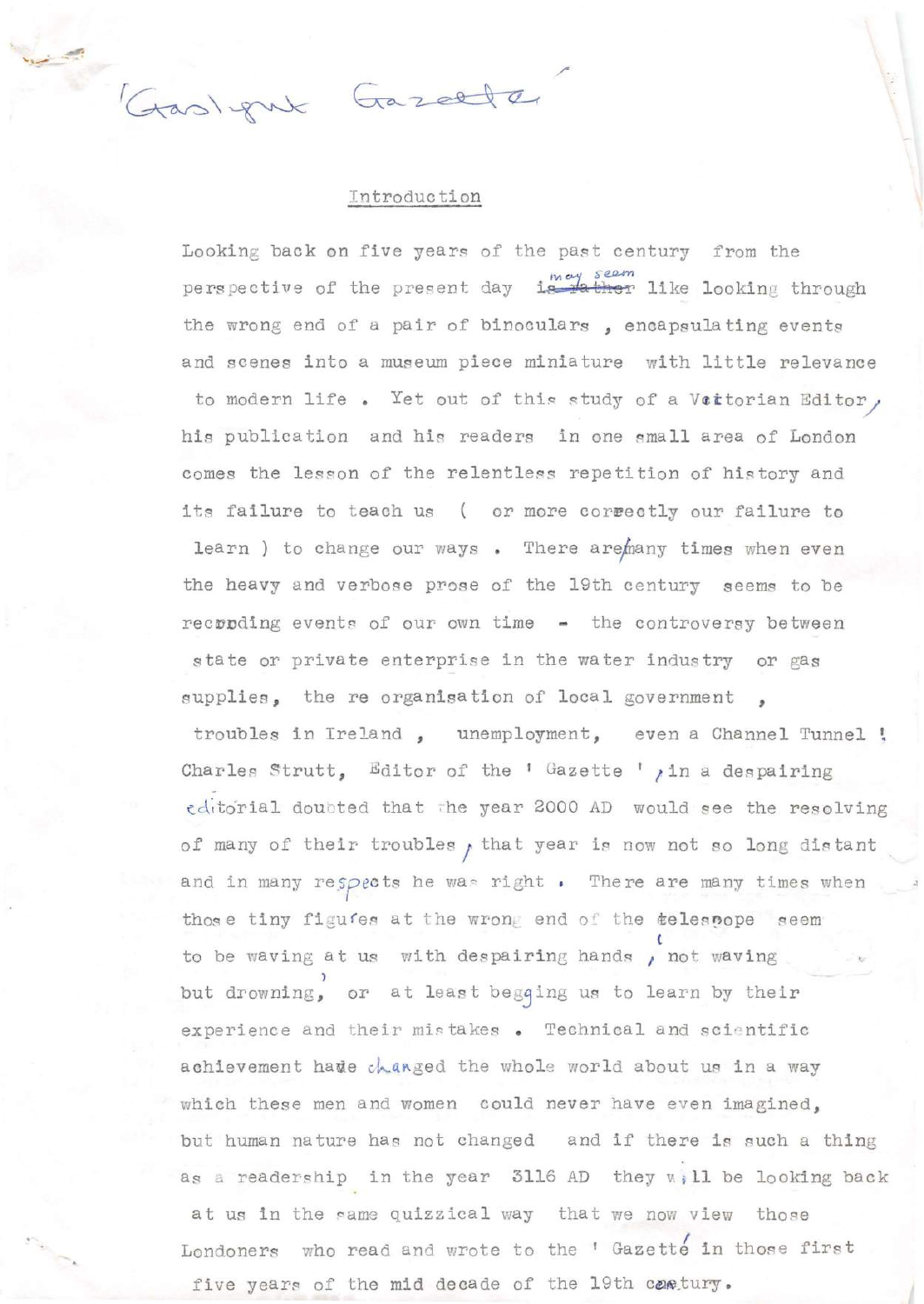'Gaslight Gazette'

## Introduction

Looking back on five years of the past century from the perspective of the present day may seem like looking through the wrong end of a pair of binoculars, encapsulating events and scenes into a museum piece miniature with little relevance to modern life. Yet out of this study of a Victorian Editor, his publication and his readers in one small area of London comes the lesson of the relentless repetition of history and its failure to teach us ( or more correctly our failure to learn ) to change our ways. There are many times when even the heavy and verbose prose of the 19th century seems to be recording events of our own time - the controversy between state or private enterprise in the water industry or gas supplies, the re organisation of local government, troubles in Ireland, unemployment, even a Channel Tunnel ! Charles Strutt, Editor of the 'Gazette', in a despairing editorial doubted that the year 2000 AD would see the resolving of many of their troubles, that year is now not so long distant and in many respects he was right. There are many times when those tiny figures at the wrong end of the telescope seem to be waving at us with despairing hands, not waving but drowning, or at least begging us to learn by their experience and their mistakes. Technical and scientific achievement have changed the whole world about us in a way which these men and women could never have even imagined, but human nature has not changed and if there is such a thing as a readership in the year 3116 AD they will be looking back at us in the same quizzical way that we now view those Londoners who read and wrote to the 'Gazette' in those first five years of the mid decade of the 19th century.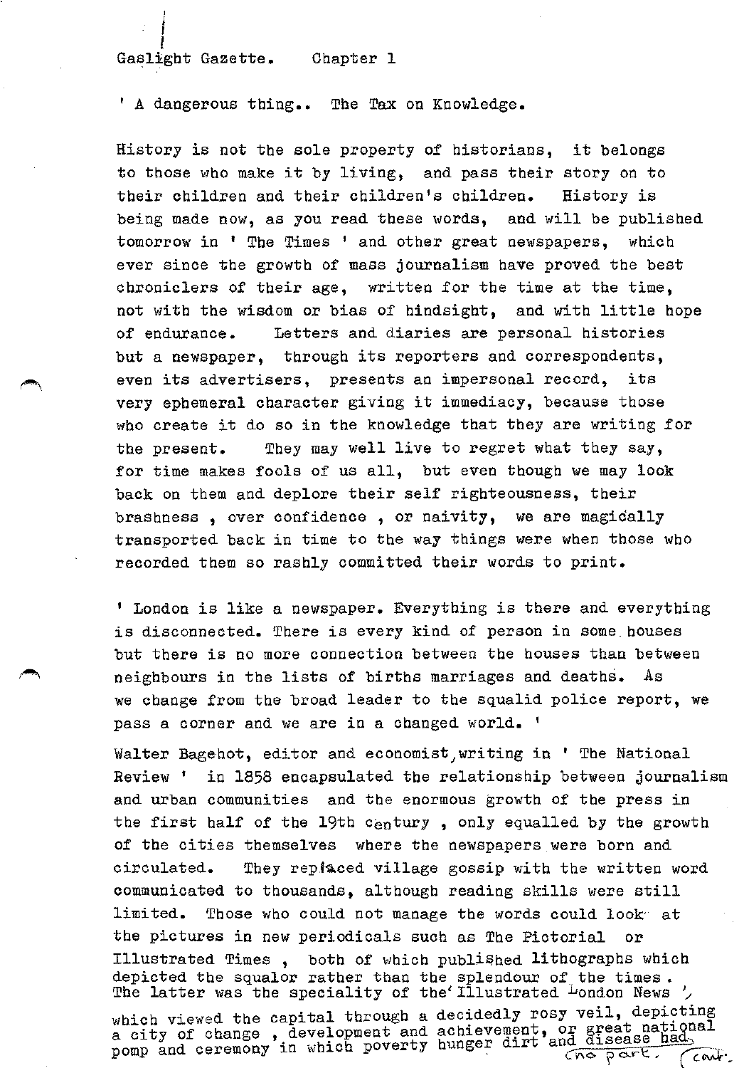Gaslight Gazette. Chapter 1

' A dangerous thing.. The Tax on Knowledge.

History is not the sole property of historians, it belongs to those who make it by living, and pass their story on to their children and their children's children. History is being made now, as you read these words, and will be published tomorrow in ' The Times ' and other great newspapers, which ever since the growth of mass journalism have proved the best chroniclers of their age, written for the time at the time, not with the wisdom or bias of hindsight, and with little hope of endurance. Letters and diaries are personal histories but a newspaper, through its reporters and correspondents, even its advertisers, presents an impersonal record, its very ephemeral character giving it immediacy, because those who create it do so in the knowledge that they are writing for the present. They may well live to regret what they say, for time makes fools of us all, but even though we may look back on them and deplore their self righteousness, their brashness , over confidence , or naivity, we are magically transported back in time to the way things were when those who recorded them so rashly committed their words to print.

' London is like a newspaper. Everything is there and everything is disconnected. There is every kind of person in some houses but there is no more connection between the houses than between neighbours in the lists of births marriages and deaths. As we change from the broad leader to the squalid police report, we pass a corner and we are in a changed world. '

Walter Bagehot, editor and economist, writing in ' The National Review ' in 1858 encapsulated the relationship between journalism and urban communities and the enormous growth of the press in the first half of the 19th century , only equalled by the growth of the cities themselves where the newspapers were born and circulated. They replaced village gossip with the written word communicated to thousands, although reading skills were still limited. Those who could not manage the words could look at the pictures in new periodicals such as The Pictorial or Illustrated Times , both of which published lithographs which depicted the squalor rather than the splendour of the times . The latter was the speciality of the ' Illustrated London News ', which viewed the capital through a decidedly rosy veil, depicting a city of change , development and achievement, or great national pomp and ceremony in which poverty hunger dirt and disease had no part. (cont.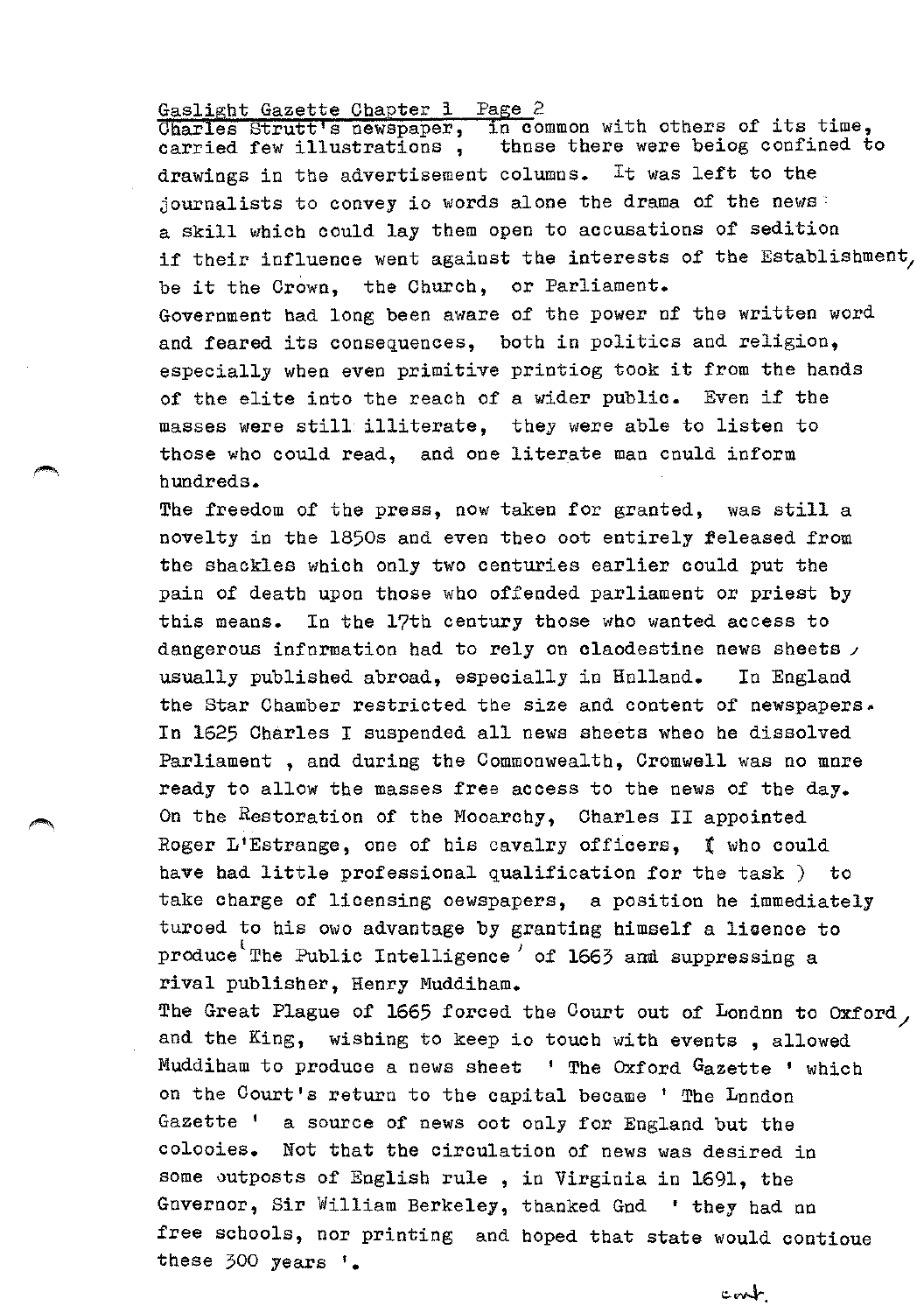Charles Strutt's newspaper, in common with others of its time, carried few illustrations , those there were beiog confined to drawings in the advertisement columns. It was left to the journalists to convey io words alone the drama of the news : a skill which could lay them open to accusations of sedition if their influence went against the interests of the Establishment, be it the Crown, the Church, or Parliament.

Government had long been aware of the power of the written word and feared its consequences, both in politics and religion, especially when even primitive printiog took it from the hands of the elite into the reach of a wider public. Even if the masses were still illiterate, they were able to listen to those who could read, and one literate man could inform hundreds.

The freedom of the press, now taken for granted, was still a novelty in the 1850s and even theo oot entirely released from the shackles which only two centuries earlier could put the pain of death upon those who offended parliament or priest by this means. In the 17th century those who wanted access to dangerous information had to rely on claodestine news sheets , usually published abroad, especially in Holland. In England the Star Chamber restricted the size and content of newspapers. In 1625 Charles I suspended all news sheets wheo he dissolved Parliament , and during the Commonwealth, Cromwell was no more ready to allow the masses free access to the news of the day. On the Restoration of the Mocarchy, Charles II appointed Roger L'Estrange, one of his cavalry officers, ( who could have had little professional qualification for the task ) to take charge of licensing oewspapers, a position he immediately turoed to his owo advantage by granting himself a licence to produce 'The Public Intelligence' of 1663 and suppressing a rival publisher, Henry Muddiham.

The Great Plague of 1665 forced the Court out of London to Oxford, and the King, wishing to keep io touch with events , allowed Muddiham to produce a news sheet ' The Oxford Gazette ' which on the Court's return to the capital became ' The London Gazette ' a source of news oot only for England but the colooies. Not that the circulation of news was desired in some outposts of English rule , in Virginia in 1691, the Governor, Sir William Berkeley, thanked God ' they had no free schools, nor printing and hoped that state would contioue these 300 years '.

cont.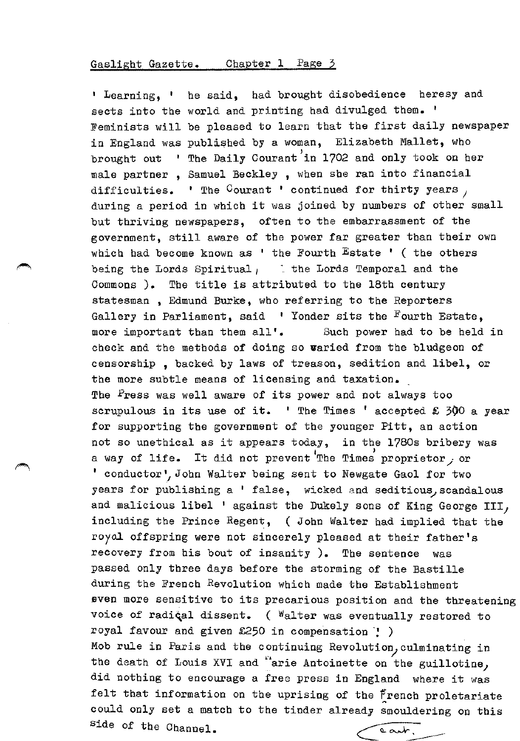' Learning, ' he said, had brought disobedience heresy and sects into the world and printing had divulged them. '

Feminists will be pleased to learn that the first daily newspaper in England was published by a woman, Elizabeth Mallet, who brought out ' The Daily Courant' in 1702 and only took on her male partner , Samuel Beckley , when she ran into financial difficulties. ' The Courant ' continued for thirty years, during a period in which it was joined by numbers of other small but thriving newspapers, often to the embarrassment of the government, still aware of the power far greater than their own which had become known as ' the Fourth Estate ' ( the others being the Lords Spiritual, the Lords Temporal and the Commons ). The title is attributed to the 18th century statesman , Edmund Burke, who referring to the Reporters Gallery in Parliament, said ' Yonder sits the Fourth Estate, more important than them all'. Such power had to be held in check and the methods of doing so varied from the bludgeon of censorship , backed by laws of treason, sedition and libel, or the more subtle means of licensing and taxation.

The Press was well aware of its power and not always too scrupulous in its use of it. ' The Times ' accepted £ 300 a year for supporting the government of the younger Pitt, an action not so unethical as it appears today, in the 1780s bribery was a way of life. It did not prevent 'The Times' proprietor, or ' conductor', John Walter being sent to Newgate Gaol for two years for publishing a ' false, wicked and seditious, scandalous and malicious libel ' against the Dukely sons of King George III, including the Prince Regent, ( John Walter had implied that the royal offspring were not sincerely pleased at their father's recovery from his bout of insanity ). The sentence was passed only three days before the storming of the Bastille during the French Revolution which made the Establishment even more sensitive to its precarious position and the threatening voice of radical dissent. ( Walter was eventually restored to royal favour and given £250 in compensation ! )

Mob rule in Paris and the continuing Revolution, culminating in the death of Louis XVI and Marie Antoinette on the guillotine, did nothing to encourage a free press in England where it was felt that information on the uprising of the French proletariate could only set a match to the tinder already smouldering on this side of the Channel.

cont.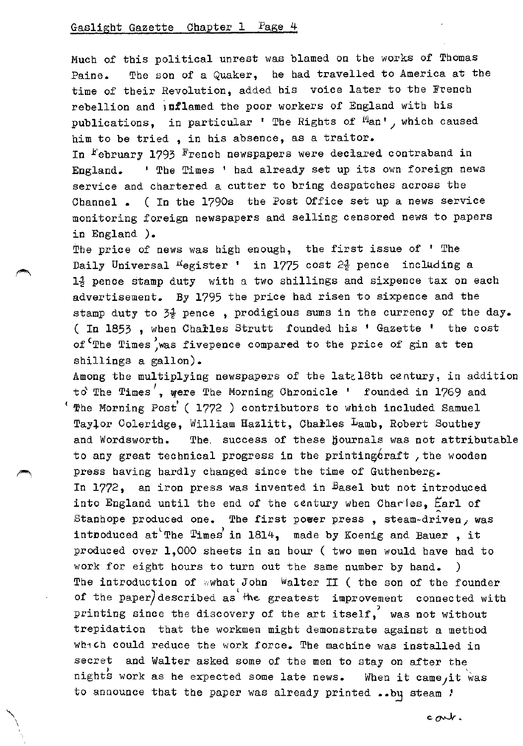Much of this political unrest was blamed on the works of Thomas Paine. The son of a Quaker, he had travelled to America at the time of their Revolution, added his voice later to the French rebellion and inflamed the poor workers of England with his publications, in particular ' The Rights of Man', which caused him to be tried , in his absence, as a traitor.

In February 1793 French newspapers were declared contraband in England. ' The Times ' had already set up its own foreign news service and chartered a cutter to bring despatches across the Channel . ( In the 1790s the Post Office set up a news service monitoring foreign newspapers and selling censored news to papers in England ).

The price of news was high enough, the first issue of ' The Daily Universal Register ' in 1775 cost 2½ pence including a 1½ pence stamp duty with a two shillings and sixpence tax on each advertisement. By 1795 the price had risen to sixpence and the stamp duty to 3½ pence , prodigious sums in the currency of the day. ( In 1853 , when Charles Strutt founded his ' Gazette ' the cost of 'The Times' was fivepence compared to the price of gin at ten shillings a gallon).

Among the multiplying newspapers of the late 18th century, in addition to 'The Times', were 'The Morning Chronicle ' founded in 1769 and 'The Morning Post' ( 1772 ) contributors to which included Samuel Taylor Coleridge, William Hazlitt, Charles Lamb, Robert Southey and Wordsworth. The success of these journals was not attributable to any great technical progress in the printing craft , the wooden press having hardly changed since the time of Guthenberg.

In 1772, an iron press was invented in Basel but not introduced into England until the end of the century when Charles, Earl of Stanhope produced one. The first power press , steam-driven, was introduced at 'The Times' in 1814, made by Koenig and Bauer , it produced over 1,000 sheets in an hour ( two men would have had to work for eight hours to turn out the same number by hand. )

The introduction of what John Walter II ( the son of the founder of the paper) described as 'the greatest improvement connected with printing since the discovery of the art itself,' was not without trepidation that the workmen might demonstrate against a method which could reduce the work force. The machine was installed in secret and Walter asked some of the men to stay on after the night's work as he expected some late news. When it came, it was to announce that the paper was already printed ..by steam !

cont.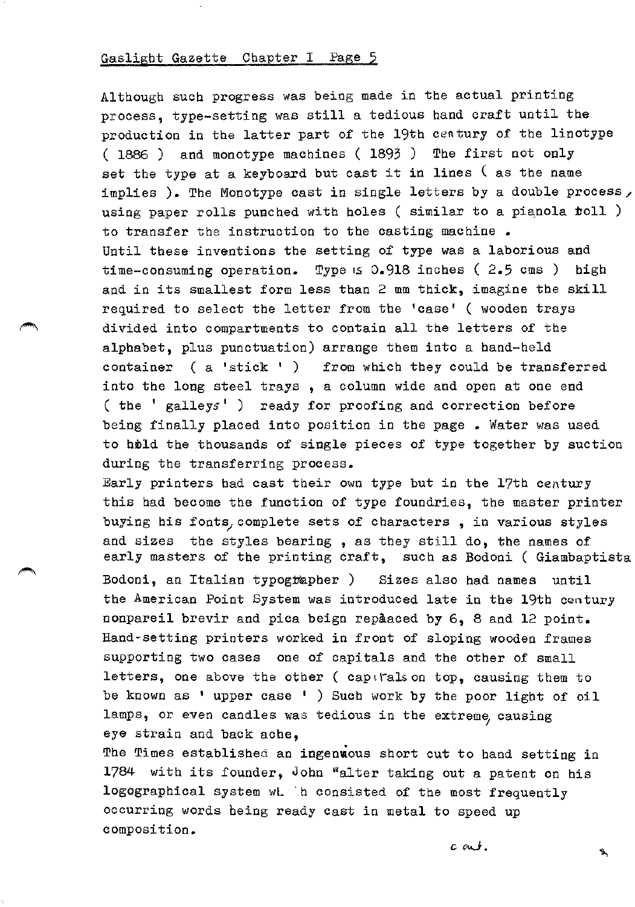Although such progress was being made in the actual printing process, type-setting was still a tedious hand craft until the production in the latter part of the 19th century of the linotype ( 1886 ) and monotype machines ( 1893 ) The first not only set the type at a keyboard but cast it in lines ( as the name implies ). The Monotype cast in single letters by a double process, using paper rolls punched with holes ( similar to a pianola roll ) to transfer the instruction to the casting machine .

Until these inventions the setting of type was a laborious and time-consuming operation. Type is 0.918 inches ( 2.5 cms ) high and in its smallest form less than 2 mm thick, imagine the skill required to select the letter from the 'case' ( wooden trays divided into compartments to contain all the letters of the alphabet, plus punctuation) arrange them into a hand-held container ( a 'stick ' ) from which they could be transferred into the long steel trays , a column wide and open at one end ( the ' galleys' ) ready for proofing and correction before being finally placed into position in the page . Water was used to hold the thousands of single pieces of type together by suction during the transferring process.

Early printers had cast their own type but in the 17th century this had become the function of type foundries, the master printer buying his fonts, complete sets of characters , in various styles and sizes the styles bearing , as they still do, the names of early masters of the printing craft, such as Bodoni ( Giambaptista Bodoni, an Italian typographer ) Sizes also had names until the American Point System was introduced late in the 19th century nonpareil brevir and pica beign repaaced by 6, 8 and 12 point. Hand-setting printers worked in front of sloping wooden frames supporting two cases one of capitals and the other of small letters, one above the other ( capitals on top, causing them to be known as ' upper case ' ) Such work by the poor light of oil lamps, or even candles was tedious in the extreme, causing eye strain and back ache,

The Times established an ingenious short cut to hand setting in 1784 with its founder, John Walter taking out a patent on his logographical system which consisted of the most frequently occurring words being ready cast in metal to speed up composition.

c ont.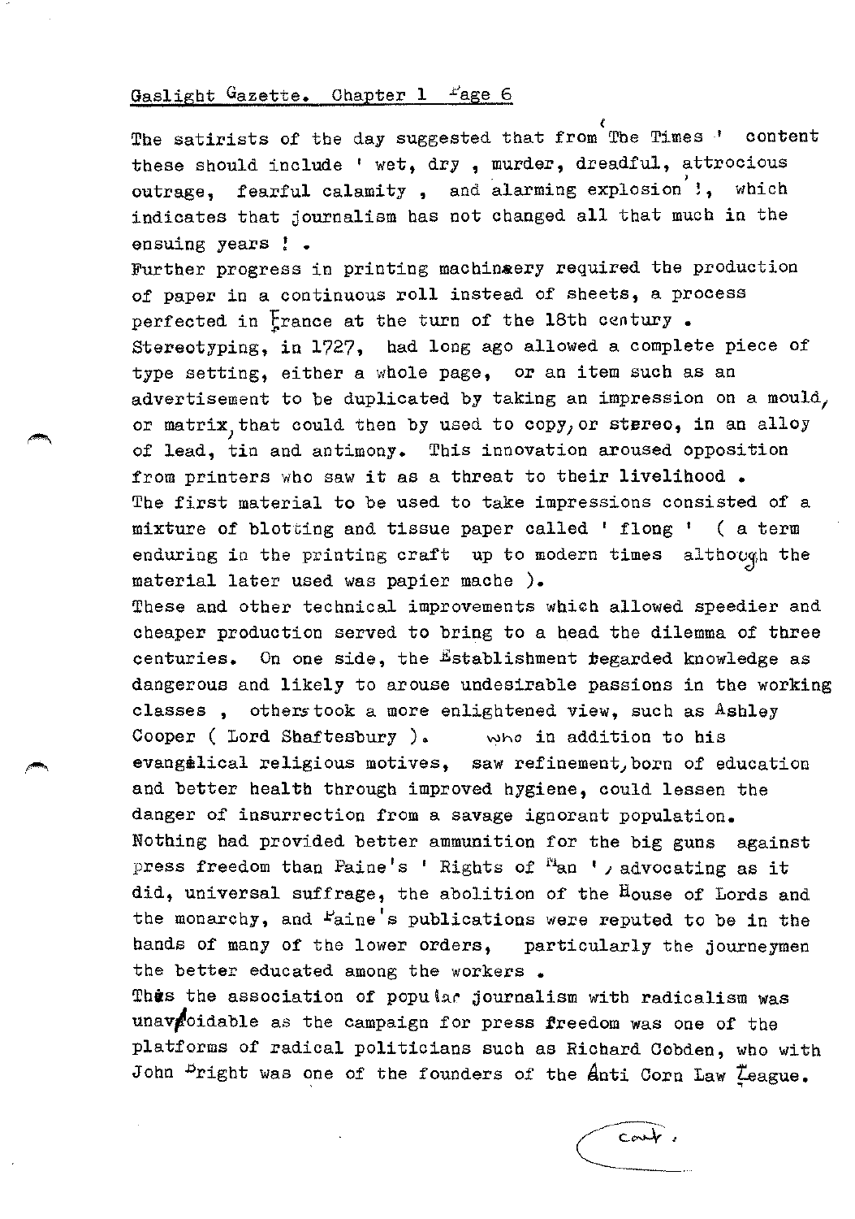The satirists of the day suggested that from 'The Times ' content these should include ' wet, dry , murder, dreadful, attrocious outrage, fearful calamity , and alarming explosion ', which indicates that journalism has not changed all that much in the ensuing years ! .

Further progress in printing machinery required the production of paper in a continuous roll instead of sheets, a process perfected in France at the turn of the 18th century .

Stereotyping, in 1727, had long ago allowed a complete piece of type setting, either a whole page, or an item such as an advertisement to be duplicated by taking an impression on a mould, or matrix, that could then by used to copy, or stereo, in an alloy of lead, tin and antimony. This innovation aroused opposition from printers who saw it as a threat to their livelihood .

The first material to be used to take impressions consisted of a mixture of blotting and tissue paper called ' flong ' ( a term enduring in the printing craft up to modern times although the material later used was papier mache ).

These and other technical improvements which allowed speedier and cheaper production served to bring to a head the dilemma of three centuries. On one side, the Establishment regarded knowledge as dangerous and likely to arouse undesirable passions in the working classes , others took a more enlightened view, such as Ashley Cooper ( Lord Shaftesbury ). who in addition to his evangelical religious motives, saw refinement, born of education and better health through improved hygiene, could lessen the danger of insurrection from a savage ignorant population.

Nothing had provided better ammunition for the big guns against press freedom than Paine's ' Rights of Man ', advocating as it did, universal suffrage, the abolition of the House of Lords and the monarchy, and Paine's publications were reputed to be in the hands of many of the lower orders, particularly the journeymen the better educated among the workers .

Thus the association of popular journalism with radicalism was unavoidable as the campaign for press freedom was one of the platforms of radical politicians such as Richard Cobden, who with John Bright was one of the founders of the Anti Corn Law League.

cont.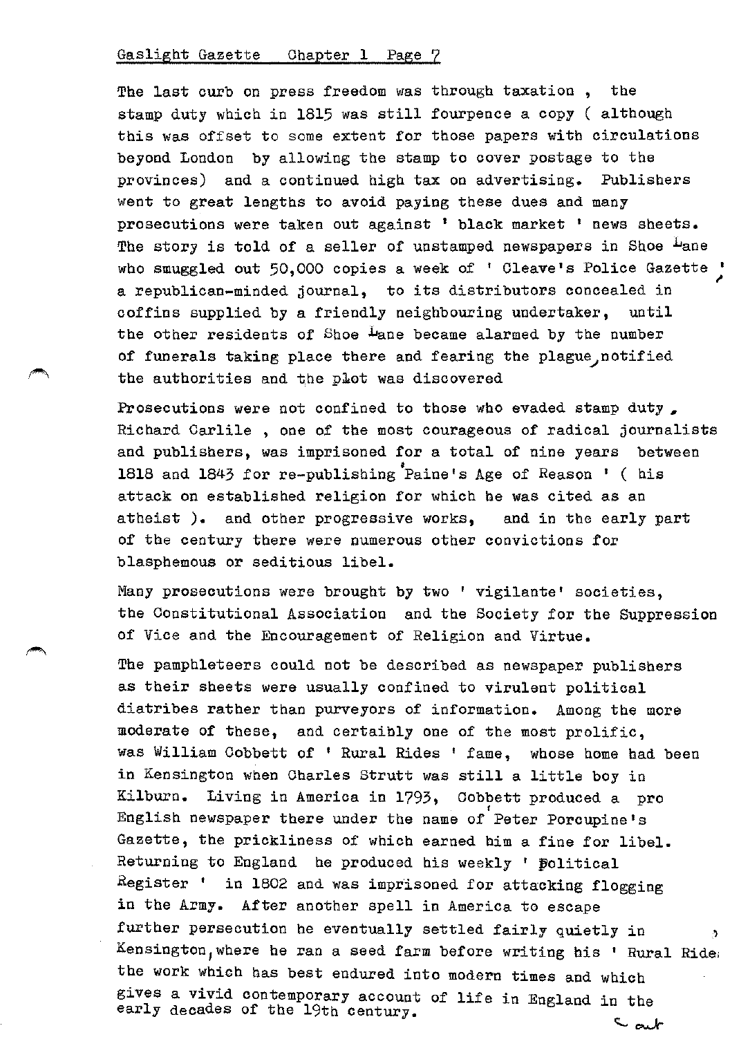The last curb on press freedom was through taxation , the stamp duty which in 1815 was still fourpence a copy ( although this was offset to some extent for those papers with circulations beyond London by allowing the stamp to cover postage to the provinces) and a continued high tax on advertising. Publishers went to great lengths to avoid paying these dues and many prosecutions were taken out against ' black market ' news sheets. The story is told of a seller of unstamped newspapers in Shoe Lane who smuggled out 50,000 copies a week of ' Cleave's Police Gazette ' a republican-minded journal, to its distributors concealed in coffins supplied by a friendly neighbouring undertaker, until the other residents of Shoe Lane became alarmed by the number of funerals taking place there and fearing the plague, notified the authorities and the plot was discovered

Prosecutions were not confined to those who evaded stamp duty , Richard Carlile , one of the most courageous of radical journalists and publishers, was imprisoned for a total of nine years between 1818 and 1843 for re-publishing 'Paine's Age of Reason ' ( his attack on established religion for which he was cited as an atheist ). and other progressive works, and in the early part of the century there were numerous other convictions for blasphemous or seditious libel.

Many prosecutions were brought by two ' vigilante' societies, the Constitutional Association and the Society for the Suppression of Vice and the Encouragement of Religion and Virtue.

The pamphleteers could not be described as newspaper publishers as their sheets were usually confined to virulent political diatribes rather than purveyors of information. Among the more moderate of these, and certainly one of the most prolific, was William Cobbett of ' Rural Rides ' fame, whose home had been in Kensington when Charles Strutt was still a little boy in Kilburn. Living in America in 1793, Cobbett produced a pro English newspaper there under the name of 'Peter Porcupine's Gazette, the prickliness of which earned him a fine for libel. Returning to England he produced his weekly ' Political Register ' in 1802 and was imprisoned for attacking flogging in the Army. After another spell in America to escape further persecution he eventually settled fairly quietly in Kensington, where he ran a seed farm before writing his ' Rural Rides ' the work which has best endured into modern times and which gives a vivid contemporary account of life in England in the early decades of the 19th century.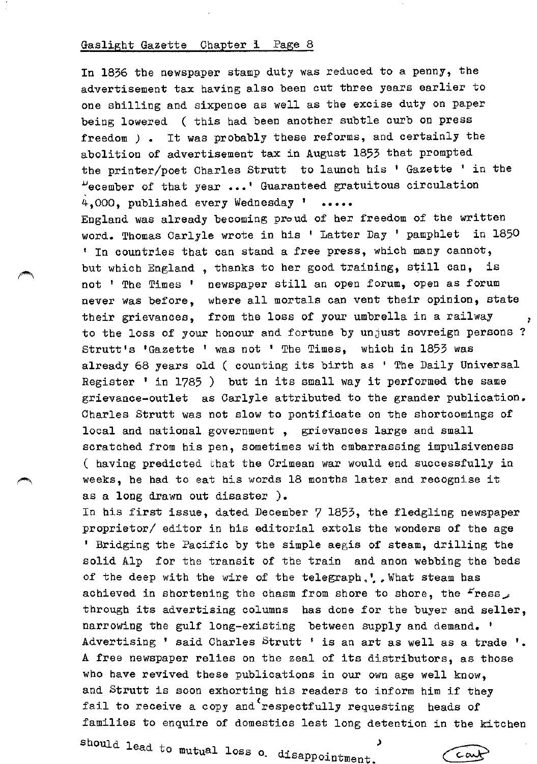In 1836 the newspaper stamp duty was reduced to a penny, the advertisement tax having also been cut three years earlier to one shilling and sixpence as well as the excise duty on paper being lowered ( this had been another subtle curb on press freedom ) . It was probably these reforms, and certainly the abolition of advertisement tax in August 1853 that prompted the printer/poet Charles Strutt to launch his ' Gazette ' in the December of that year ...' Guaranteed gratuitous circulation 4,000, published every Wednesday ' .....

England was already becoming proud of her freedom of the written word. Thomas Carlyle wrote in his ' Latter Day ' pamphlet in 1850 ' In countries that can stand a free press, which many cannot, but which England , thanks to her good training, still can, is not ' The Times ' newspaper still an open forum, open as forum never was before, where all mortals can vent their opinion, state their grievances, from the loss of your umbrella in a railway to the loss of your honour and fortune by unjust sovreign persons ? Strutt's 'Gazette ' was not ' The Times, which in 1853 was already 68 years old ( counting its birth as ' The Daily Universal Register ' in 1785 ) but in its small way it performed the same grievance-outlet as Carlyle attributed to the grander publication. Charles Strutt was not slow to pontificate on the shortcomings of local and national government , grievances large and small scratched from his pen, sometimes with embarrassing impulsiveness ( having predicted that the Crimean war would end successfully in weeks, he had to eat his words 18 months later and recognise it as a long drawn out disaster ).

In his first issue, dated December 7 1853, the fledgling newspaper proprietor/ editor in his editorial extols the wonders of the age ' Bridging the Pacific by the simple aegis of steam, drilling the solid Alp for the transit of the train and anon webbing the beds of the deep with the wire of the telegraph.'. What steam has achieved in shortening the chasm from shore to shore, the Press, through its advertising columns has done for the buyer and seller, narrowing the gulf long-existing between supply and demand. ' Advertising ' said Charles Strutt ' is an art as well as a trade '. A free newspaper relies on the zeal of its distributors, as those who have revived these publications in our own age well know, and Strutt is soon exhorting his readers to inform him if they fail to receive a copy and 'respectfully requesting heads of families to enquire of domestics lest long detention in the kitchen should lead to mutual loss o. disappointment. '

cont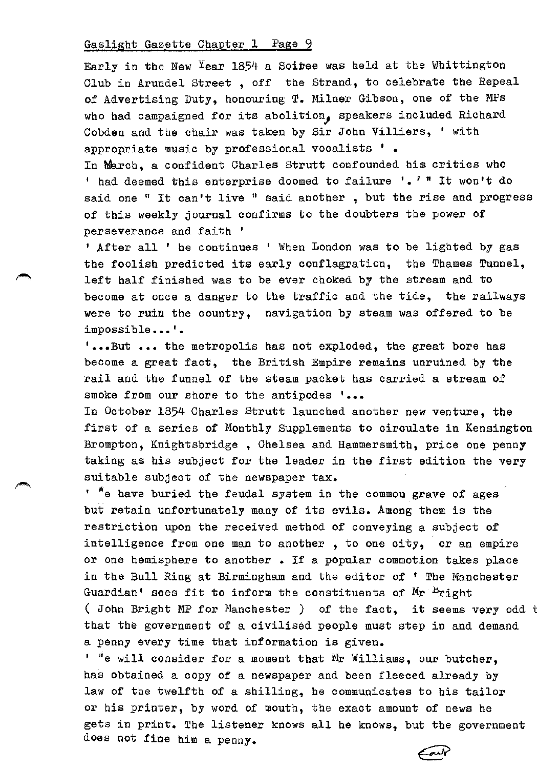Gaslight Gazette Chapter 1 Page 9

Early in the New Year 1854 a Soiree was held at the Whittington Club in Arundel Street , off the Strand, to celebrate the Repeal of Advertising Duty, honouring T. Milner Gibson, one of the MPs who had campaigned for its abolition, speakers included Richard Cobden and the chair was taken by Sir John Villiers, ' with appropriate music by professional vocalists ' .

In March, a confident Charles Strutt confounded his critics who ' had deemed this enterprise doomed to failure '. ' " It won't do said one " It can't live " said another , but the rise and progress of this weekly journal confirms to the doubters the power of perseverance and faith '

' After all ' he continues ' When London was to be lighted by gas the foolish predicted its early conflagration, the Thames Tunnel, left half finished was to be ever choked by the stream and to become at once a danger to the traffic and the tide, the railways were to ruin the country, navigation by steam was offered to be impossible...'.

'...But ... the metropolis has not exploded, the great bore has become a great fact, the British Empire remains unruined by the rail and the funnel of the steam packet has carried a stream of smoke from our shore to the antipodes '...

In October 1854 Charles Strutt launched another new venture, the first of a series of Monthly Supplements to circulate in Kensington Brompton, Knightsbridge , Chelsea and Hammersmith, price one penny taking as his subject for the leader in the first edition the very suitable subject of the newspaper tax.

' We have buried the feudal system in the common grave of ages but retain unfortunately many of its evils. Among them is the restriction upon the received method of conveying a subject of intelligence from one man to another , to one city, or an empire or one hemisphere to another . If a popular commotion takes place in the Bull Ring at Birmingham and the editor of ' The Manchester Guardian' sees fit to inform the constituents of Mr Bright ( John Bright MP for Manchester ) of the fact, it seems very odd t that the government of a civilised people must step in and demand a penny every time that information is given.

' We will consider for a moment that Mr Williams, our butcher, has obtained a copy of a newspaper and been fleeced already by law of the twelfth of a shilling, he communicates to his tailor or his printer, by word of mouth, the exact amount of news he gets in print. The listener knows all he knows, but the government does not fine him a penny.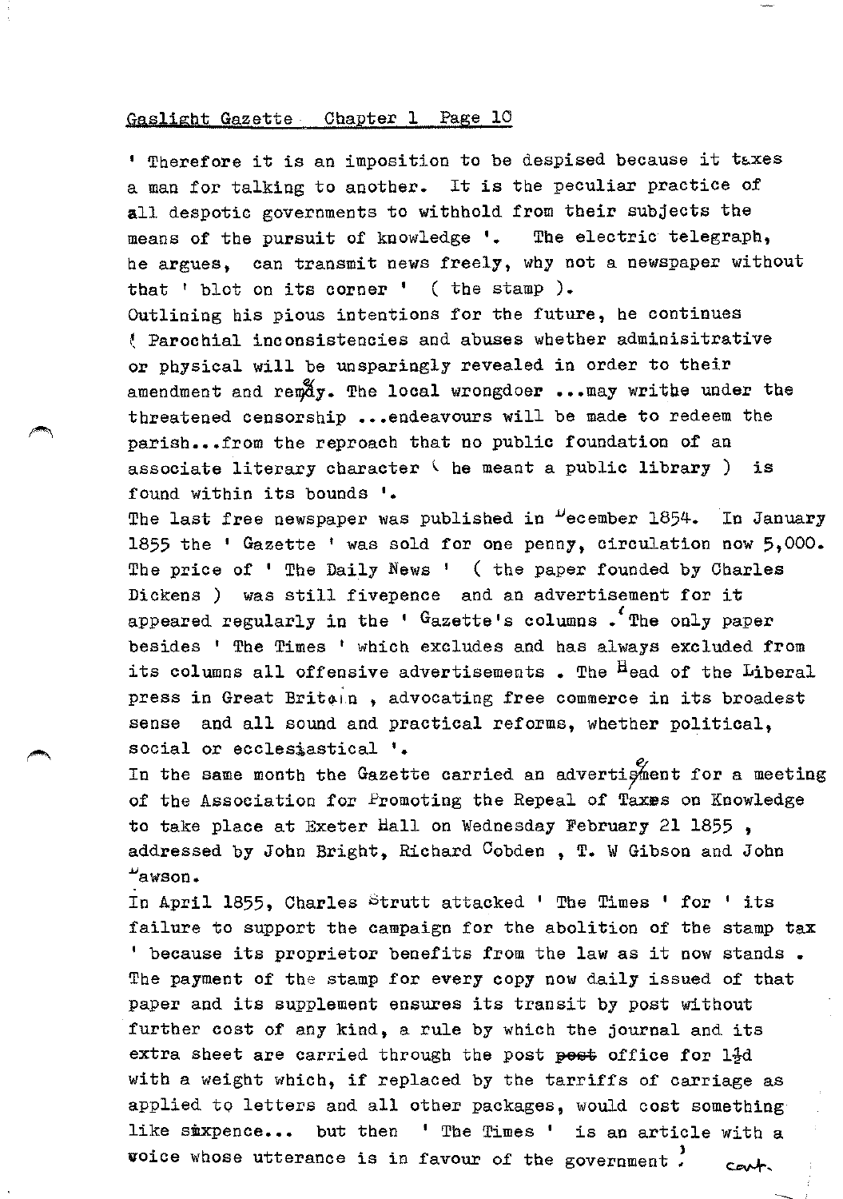' Therefore it is an imposition to be despised because it taxes a man for talking to another. It is the peculiar practice of all despotic governments to withhold from their subjects the means of the pursuit of knowledge '. The electric telegraph, he argues, can transmit news freely, why not a newspaper without that ' blot on its corner ' ( the stamp ).

Outlining his pious intentions for the future, he continues ' Parochial inconsistencies and abuses whether administrative or physical will be unsparingly revealed in order to their amendment and remedy. The local wrongdoer ...may writhe under the threatened censorship ...endeavours will be made to redeem the parish...from the reproach that no public foundation of an associate literary character ( he meant a public library ) is found within its bounds '.

The last free newspaper was published in December 1854. In January 1855 the ' Gazette ' was sold for one penny, circulation now 5,000. The price of ' The Daily News ' ( the paper founded by Charles Dickens ) was still fivepence and an advertisement for it appeared regularly in the ' Gazette's columns . ' The only paper besides ' The Times ' which excludes and has always excluded from its columns all offensive advertisements . The Head of the Liberal press in Great Britain , advocating free commerce in its broadest sense and all sound and practical reforms, whether political, social or ecclesiastical '.

In the same month the Gazette carried an advertisement for a meeting of the Association for Promoting the Repeal of Taxes on Knowledge to take place at Exeter Hall on Wednesday February 21 1855 , addressed by John Bright, Richard Cobden , T. W Gibson and John Dawson.

In April 1855, Charles Strutt attacked ' The Times ' for ' its failure to support the campaign for the abolition of the stamp tax ' because its proprietor benefits from the law as it now stands . The payment of the stamp for every copy now daily issued of that paper and its supplement ensures its transit by post without further cost of any kind, a rule by which the journal and its extra sheet are carried through the post ~~post~~ office for 1½d with a weight which, if replaced by the tarriffs of carriage as applied to letters and all other packages, would cost something like sixpence... but then ' The Times ' is an article with a voice whose utterance is in favour of the government '. cont.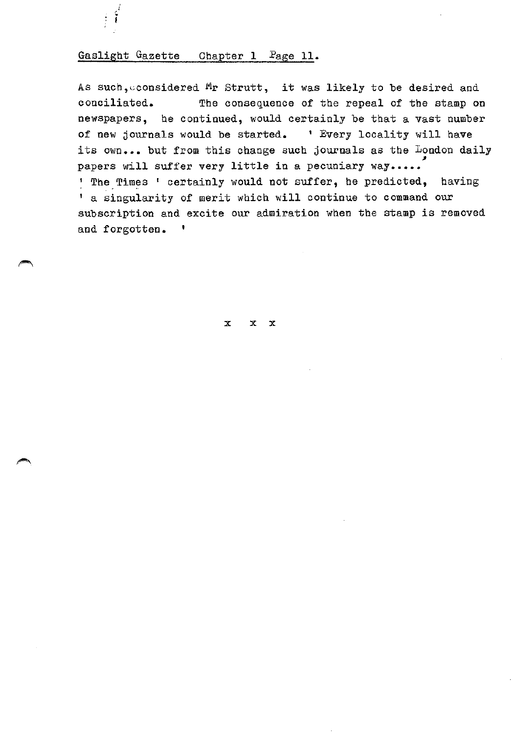As such, considered Mr Strutt, it was likely to be desired and conciliated. The consequence of the repeal of the stamp on newspapers, he continued, would certainly be that a vast number of new journals would be started. ' Every locality will have its own... but from this change such journals as the London daily papers will suffer very little in a pecuniary way.....'

' The Times ' certainly would not suffer, he predicted, having ' a singularity of merit which will continue to command our subscription and excite our admiration when the stamp is removed and forgotten. '

x x x